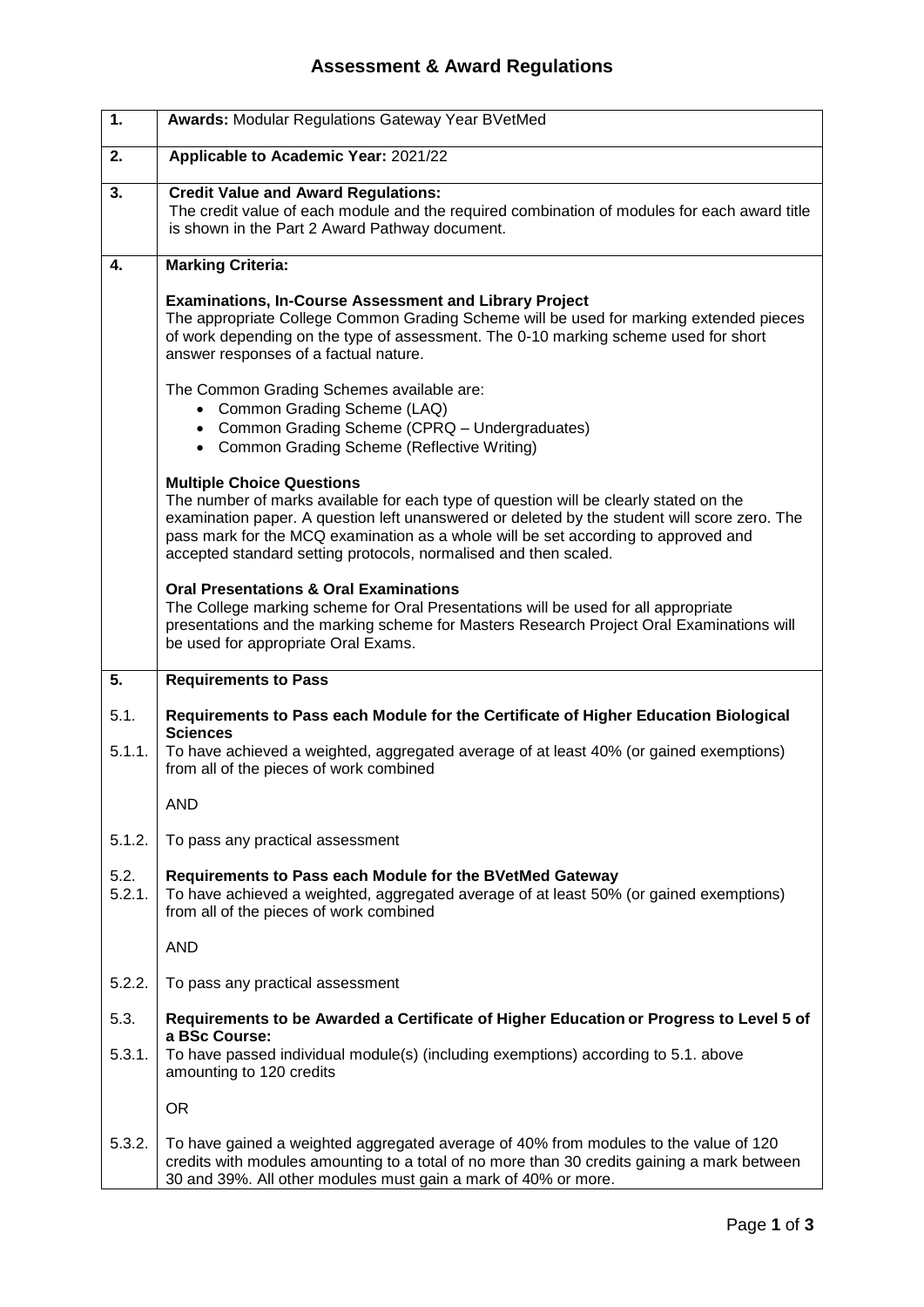# Assessment & Award Regulations

| | |
|---|---|
| 1. | **Awards:** Modular Regulations Gateway Year BVetMed |
| 2. | **Applicable to Academic Year:** 2021/22 |
| 3. | **Credit Value and Award Regulations:**<br>The credit value of each module and the required combination of modules for each award title is shown in the Part 2 Award Pathway document. |
| 4. | **Marking Criteria:**<br><br>**Examinations, In-Course Assessment and Library Project**<br>The appropriate College Common Grading Scheme will be used for marking extended pieces of work depending on the type of assessment. The 0-10 marking scheme used for short answer responses of a factual nature.<br><br>The Common Grading Schemes available are:<br>• Common Grading Scheme (LAQ)<br>• Common Grading Scheme (CPRQ – Undergraduates)<br>• Common Grading Scheme (Reflective Writing)<br><br>**Multiple Choice Questions**<br>The number of marks available for each type of question will be clearly stated on the examination paper. A question left unanswered or deleted by the student will score zero. The pass mark for the MCQ examination as a whole will be set according to approved and accepted standard setting protocols, normalised and then scaled.<br><br>**Oral Presentations & Oral Examinations**<br>The College marking scheme for Oral Presentations will be used for all appropriate presentations and the marking scheme for Masters Research Project Oral Examinations will be used for appropriate Oral Exams. |
| 5. | **Requirements to Pass** |
| 5.1. | **Requirements to Pass each Module for the Certificate of Higher Education Biological Sciences** |
| 5.1.1. | To have achieved a weighted, aggregated average of at least 40% (or gained exemptions) from all of the pieces of work combined |
| | AND |
| 5.1.2. | To pass any practical assessment |
| 5.2. | **Requirements to Pass each Module for the BVetMed Gateway** |
| 5.2.1. | To have achieved a weighted, aggregated average of at least 50% (or gained exemptions) from all of the pieces of work combined |
| | AND |
| 5.2.2. | To pass any practical assessment |
| 5.3. | **Requirements to be Awarded a Certificate of Higher Education or Progress to Level 5 of a BSc Course:** |
| 5.3.1. | To have passed individual module(s) (including exemptions) according to 5.1. above amounting to 120 credits |
| | OR |
| 5.3.2. | To have gained a weighted aggregated average of 40% from modules to the value of 120 credits with modules amounting to a total of no more than 30 credits gaining a mark between 30 and 39%. All other modules must gain a mark of 40% or more. |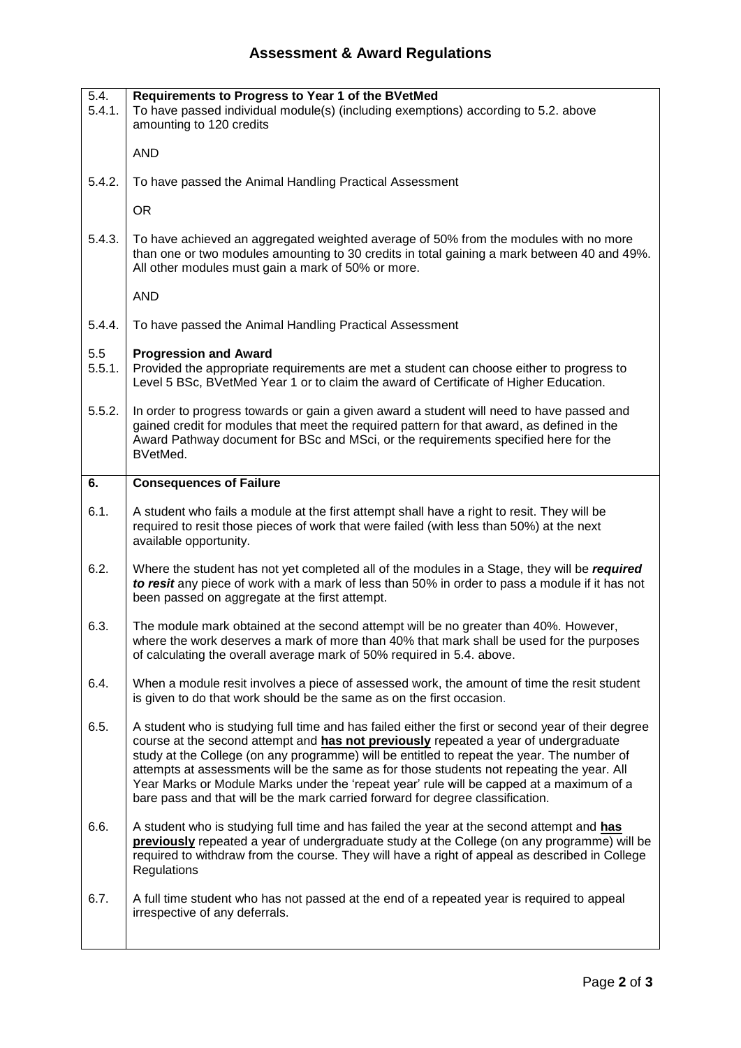| | |
|---|---|
| 5.4. | **Requirements to Progress to Year 1 of the BVetMed** |
| 5.4.1. | To have passed individual module(s) (including exemptions) according to 5.2. above amounting to 120 credits |
| | AND |
| 5.4.2. | To have passed the Animal Handling Practical Assessment |
| | OR |
| 5.4.3. | To have achieved an aggregated weighted average of 50% from the modules with no more than one or two modules amounting to 30 credits in total gaining a mark between 40 and 49%. All other modules must gain a mark of 50% or more. |
| | AND |
| 5.4.4. | To have passed the Animal Handling Practical Assessment |
| 5.5 | **Progression and Award** |
| 5.5.1. | Provided the appropriate requirements are met a student can choose either to progress to Level 5 BSc, BVetMed Year 1 or to claim the award of Certificate of Higher Education. |
| 5.5.2. | In order to progress towards or gain a given award a student will need to have passed and gained credit for modules that meet the required pattern for that award, as defined in the Award Pathway document for BSc and MSci, or the requirements specified here for the BVetMed. |
| **6.** | **Consequences of Failure** |
| 6.1. | A student who fails a module at the first attempt shall have a right to resit. They will be required to resit those pieces of work that were failed (with less than 50%) at the next available opportunity. |
| 6.2. | Where the student has not yet completed all of the modules in a Stage, they will be ***required to resit*** any piece of work with a mark of less than 50% in order to pass a module if it has not been passed on aggregate at the first attempt. |
| 6.3. | The module mark obtained at the second attempt will be no greater than 40%. However, where the work deserves a mark of more than 40% that mark shall be used for the purposes of calculating the overall average mark of 50% required in 5.4. above. |
| 6.4. | When a module resit involves a piece of assessed work, the amount of time the resit student is given to do that work should be the same as on the first occasion. |
| 6.5. | A student who is studying full time and has failed either the first or second year of their degree course at the second attempt and **has not previously** repeated a year of undergraduate study at the College (on any programme) will be entitled to repeat the year. The number of attempts at assessments will be the same as for those students not repeating the year. All Year Marks or Module Marks under the 'repeat year' rule will be capped at a maximum of a bare pass and that will be the mark carried forward for degree classification. |
| 6.6. | A student who is studying full time and has failed the year at the second attempt and **has previously** repeated a year of undergraduate study at the College (on any programme) will be required to withdraw from the course. They will have a right of appeal as described in College Regulations |
| 6.7. | A full time student who has not passed at the end of a repeated year is required to appeal irrespective of any deferrals. |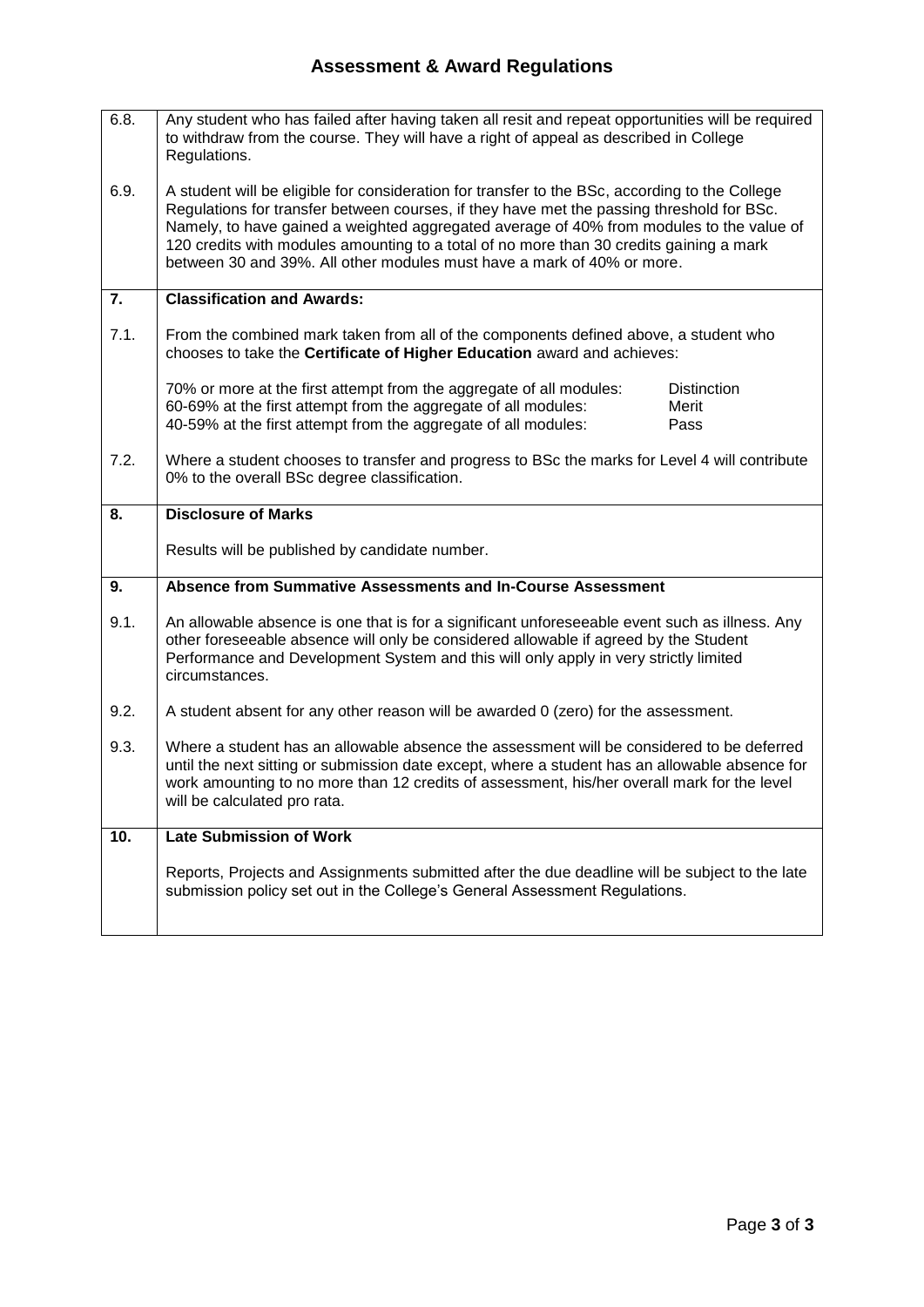# Assessment & Award Regulations

| | |
|---|---|
| 6.8. | Any student who has failed after having taken all resit and repeat opportunities will be required to withdraw from the course. They will have a right of appeal as described in College Regulations. |
| 6.9. | A student will be eligible for consideration for transfer to the BSc, according to the College Regulations for transfer between courses, if they have met the passing threshold for BSc. Namely, to have gained a weighted aggregated average of 40% from modules to the value of 120 credits with modules amounting to a total of no more than 30 credits gaining a mark between 30 and 39%. All other modules must have a mark of 40% or more. |
| **7.** | **Classification and Awards:** |
| 7.1. | From the combined mark taken from all of the components defined above, a student who chooses to take the **Certificate of Higher Education** award and achieves:<br><br>70% or more at the first attempt from the aggregate of all modules: Distinction<br>60-69% at the first attempt from the aggregate of all modules: Merit<br>40-59% at the first attempt from the aggregate of all modules: Pass |
| 7.2. | Where a student chooses to transfer and progress to BSc the marks for Level 4 will contribute 0% to the overall BSc degree classification. |
| **8.** | **Disclosure of Marks**<br><br>Results will be published by candidate number. |
| **9.** | **Absence from Summative Assessments and In-Course Assessment** |
| 9.1. | An allowable absence is one that is for a significant unforeseeable event such as illness. Any other foreseeable absence will only be considered allowable if agreed by the Student Performance and Development System and this will only apply in very strictly limited circumstances. |
| 9.2. | A student absent for any other reason will be awarded 0 (zero) for the assessment. |
| 9.3. | Where a student has an allowable absence the assessment will be considered to be deferred until the next sitting or submission date except, where a student has an allowable absence for work amounting to no more than 12 credits of assessment, his/her overall mark for the level will be calculated pro rata. |
| **10.** | **Late Submission of Work**<br><br>Reports, Projects and Assignments submitted after the due deadline will be subject to the late submission policy set out in the College's General Assessment Regulations. |